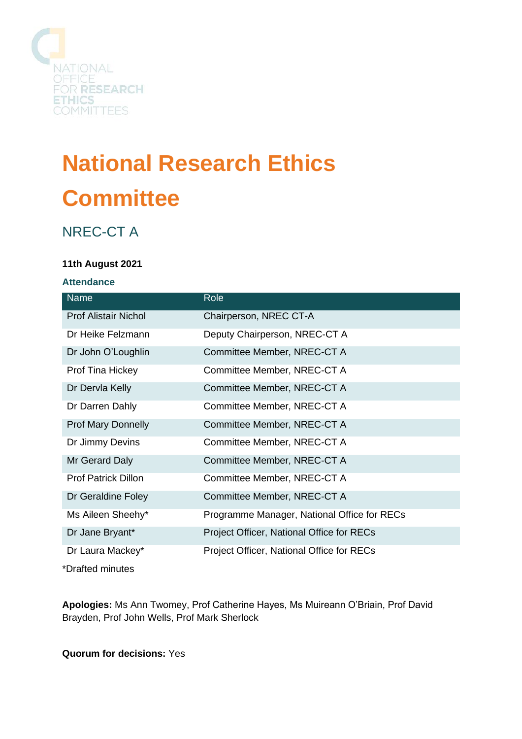NATIONAL OFFICE FOR RESEARCH ETHICS COMMITTEES

# National Research Ethics Committee

## NREC-CT A

**11th August 2021**

### Attendance

| Name | Role |
|---|---|
| Prof Alistair Nichol | Chairperson, NREC CT-A |
| Dr Heike Felzmann | Deputy Chairperson, NREC-CT A |
| Dr John O'Loughlin | Committee Member, NREC-CT A |
| Prof Tina Hickey | Committee Member, NREC-CT A |
| Dr Dervla Kelly | Committee Member, NREC-CT A |
| Dr Darren Dahly | Committee Member, NREC-CT A |
| Prof Mary Donnelly | Committee Member, NREC-CT A |
| Dr Jimmy Devins | Committee Member, NREC-CT A |
| Mr Gerard Daly | Committee Member, NREC-CT A |
| Prof Patrick Dillon | Committee Member, NREC-CT A |
| Dr Geraldine Foley | Committee Member, NREC-CT A |
| Ms Aileen Sheehy* | Programme Manager, National Office for RECs |
| Dr Jane Bryant* | Project Officer, National Office for RECs |
| Dr Laura Mackey* | Project Officer, National Office for RECs |

*Drafted minutes

**Apologies:** Ms Ann Twomey, Prof Catherine Hayes, Ms Muireann O'Briain, Prof David Brayden, Prof John Wells, Prof Mark Sherlock

**Quorum for decisions:** Yes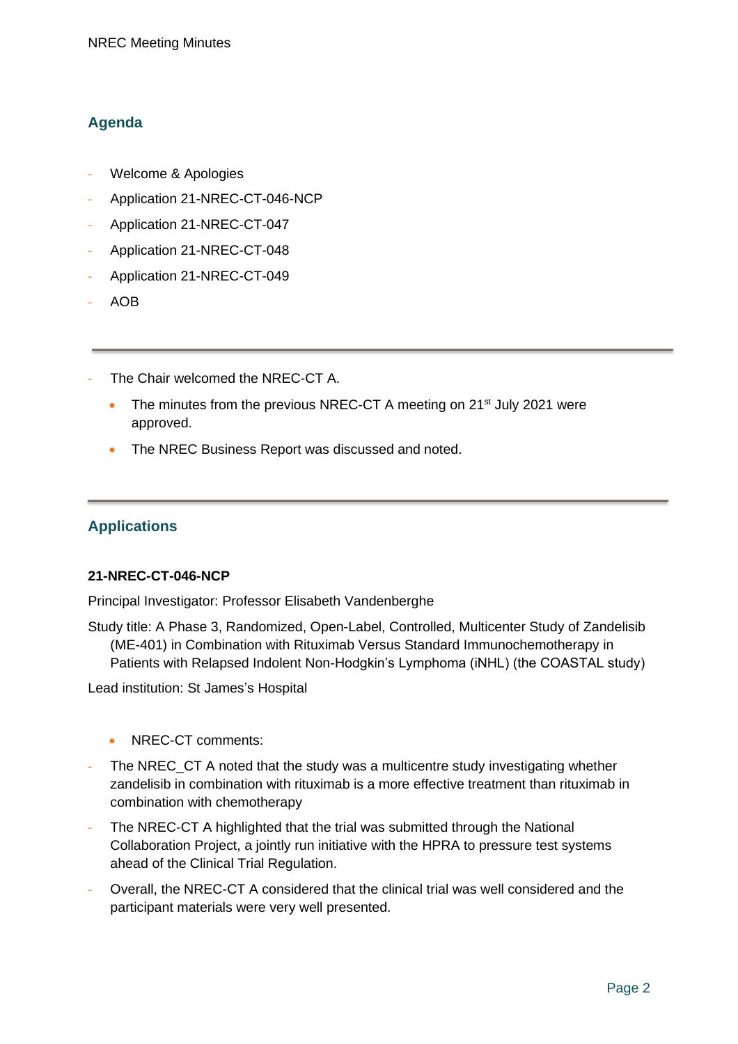## Agenda

- Welcome & Apologies
- Application 21-NREC-CT-046-NCP
- Application 21-NREC-CT-047
- Application 21-NREC-CT-048
- Application 21-NREC-CT-049
- AOB

---

- The Chair welcomed the NREC-CT A.
  - The minutes from the previous NREC-CT A meeting on 21st July 2021 were approved.
  - The NREC Business Report was discussed and noted.

---

## Applications

**21-NREC-CT-046-NCP**

Principal Investigator: Professor Elisabeth Vandenberghe

Study title: A Phase 3, Randomized, Open-Label, Controlled, Multicenter Study of Zandelisib (ME-401) in Combination with Rituximab Versus Standard Immunochemotherapy in Patients with Relapsed Indolent Non-Hodgkin's Lymphoma (iNHL) (the COASTAL study)

Lead institution: St James's Hospital

- NREC-CT comments:

- The NREC_CT A noted that the study was a multicentre study investigating whether zandelisib in combination with rituximab is a more effective treatment than rituximab in combination with chemotherapy
- The NREC-CT A highlighted that the trial was submitted through the National Collaboration Project, a jointly run initiative with the HPRA to pressure test systems ahead of the Clinical Trial Regulation.
- Overall, the NREC-CT A considered that the clinical trial was well considered and the participant materials were very well presented.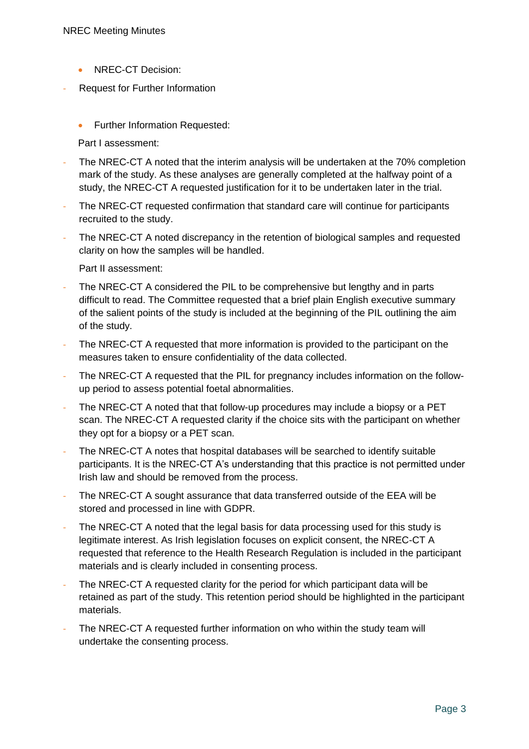- NREC-CT Decision:

- Request for Further Information

- Further Information Requested:

Part I assessment:

- The NREC-CT A noted that the interim analysis will be undertaken at the 70% completion mark of the study. As these analyses are generally completed at the halfway point of a study, the NREC-CT A requested justification for it to be undertaken later in the trial.
- The NREC-CT requested confirmation that standard care will continue for participants recruited to the study.
- The NREC-CT A noted discrepancy in the retention of biological samples and requested clarity on how the samples will be handled.

Part II assessment:

- The NREC-CT A considered the PIL to be comprehensive but lengthy and in parts difficult to read. The Committee requested that a brief plain English executive summary of the salient points of the study is included at the beginning of the PIL outlining the aim of the study.
- The NREC-CT A requested that more information is provided to the participant on the measures taken to ensure confidentiality of the data collected.
- The NREC-CT A requested that the PIL for pregnancy includes information on the follow-up period to assess potential foetal abnormalities.
- The NREC-CT A noted that that follow-up procedures may include a biopsy or a PET scan. The NREC-CT A requested clarity if the choice sits with the participant on whether they opt for a biopsy or a PET scan.
- The NREC-CT A notes that hospital databases will be searched to identify suitable participants. It is the NREC-CT A's understanding that this practice is not permitted under Irish law and should be removed from the process.
- The NREC-CT A sought assurance that data transferred outside of the EEA will be stored and processed in line with GDPR.
- The NREC-CT A noted that the legal basis for data processing used for this study is legitimate interest. As Irish legislation focuses on explicit consent, the NREC-CT A requested that reference to the Health Research Regulation is included in the participant materials and is clearly included in consenting process.
- The NREC-CT A requested clarity for the period for which participant data will be retained as part of the study. This retention period should be highlighted in the participant materials.
- The NREC-CT A requested further information on who within the study team will undertake the consenting process.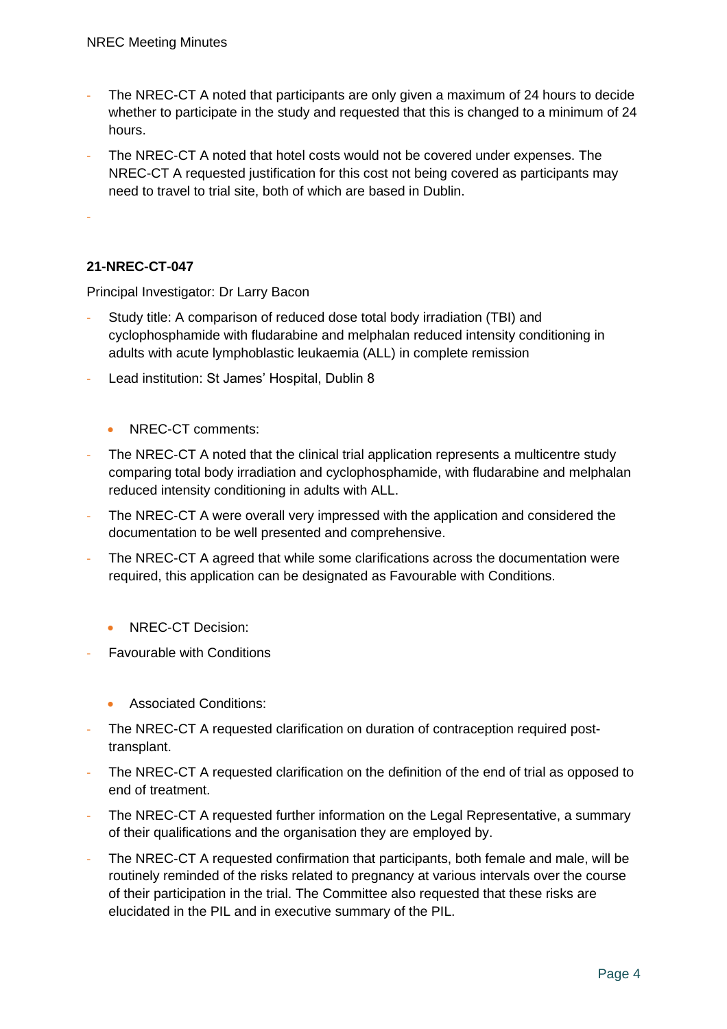- The NREC-CT A noted that participants are only given a maximum of 24 hours to decide whether to participate in the study and requested that this is changed to a minimum of 24 hours.
- The NREC-CT A noted that hotel costs would not be covered under expenses. The NREC-CT A requested justification for this cost not being covered as participants may need to travel to trial site, both of which are based in Dublin.
-

**21-NREC-CT-047**

Principal Investigator: Dr Larry Bacon

- Study title: A comparison of reduced dose total body irradiation (TBI) and cyclophosphamide with fludarabine and melphalan reduced intensity conditioning in adults with acute lymphoblastic leukaemia (ALL) in complete remission
- Lead institution: St James' Hospital, Dublin 8

  - NREC-CT comments:

- The NREC-CT A noted that the clinical trial application represents a multicentre study comparing total body irradiation and cyclophosphamide, with fludarabine and melphalan reduced intensity conditioning in adults with ALL.
- The NREC-CT A were overall very impressed with the application and considered the documentation to be well presented and comprehensive.
- The NREC-CT A agreed that while some clarifications across the documentation were required, this application can be designated as Favourable with Conditions.

  - NREC-CT Decision:

- Favourable with Conditions

  - Associated Conditions:

- The NREC-CT A requested clarification on duration of contraception required post-transplant.
- The NREC-CT A requested clarification on the definition of the end of trial as opposed to end of treatment.
- The NREC-CT A requested further information on the Legal Representative, a summary of their qualifications and the organisation they are employed by.
- The NREC-CT A requested confirmation that participants, both female and male, will be routinely reminded of the risks related to pregnancy at various intervals over the course of their participation in the trial. The Committee also requested that these risks are elucidated in the PIL and in executive summary of the PIL.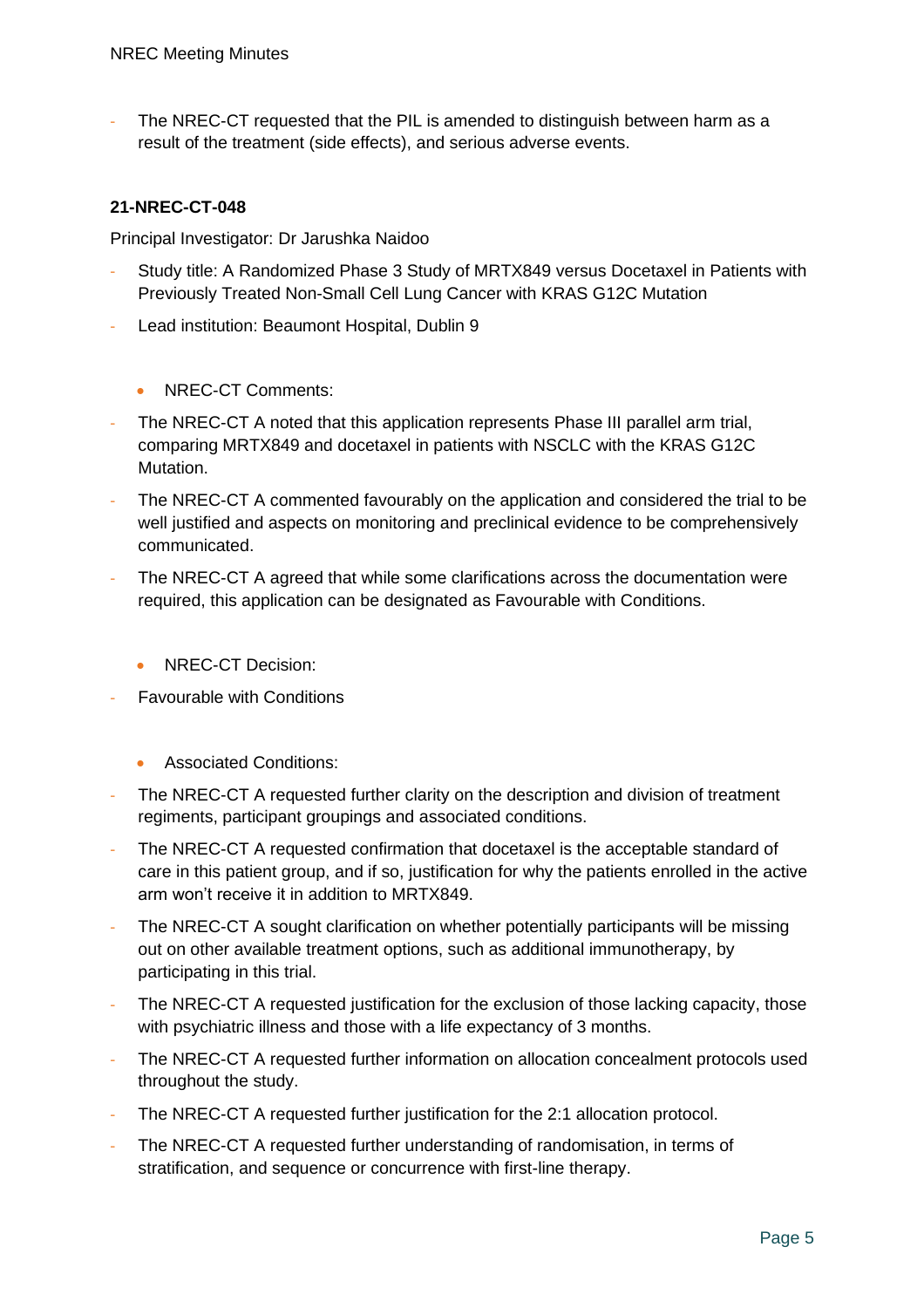- The NREC-CT requested that the PIL is amended to distinguish between harm as a result of the treatment (side effects), and serious adverse events.

**21-NREC-CT-048**

Principal Investigator: Dr Jarushka Naidoo

- Study title: A Randomized Phase 3 Study of MRTX849 versus Docetaxel in Patients with Previously Treated Non-Small Cell Lung Cancer with KRAS G12C Mutation
- Lead institution: Beaumont Hospital, Dublin 9

  - NREC-CT Comments:

- The NREC-CT A noted that this application represents Phase III parallel arm trial, comparing MRTX849 and docetaxel in patients with NSCLC with the KRAS G12C Mutation.
- The NREC-CT A commented favourably on the application and considered the trial to be well justified and aspects on monitoring and preclinical evidence to be comprehensively communicated.
- The NREC-CT A agreed that while some clarifications across the documentation were required, this application can be designated as Favourable with Conditions.

  - NREC-CT Decision:

- Favourable with Conditions

  - Associated Conditions:

- The NREC-CT A requested further clarity on the description and division of treatment regiments, participant groupings and associated conditions.
- The NREC-CT A requested confirmation that docetaxel is the acceptable standard of care in this patient group, and if so, justification for why the patients enrolled in the active arm won't receive it in addition to MRTX849.
- The NREC-CT A sought clarification on whether potentially participants will be missing out on other available treatment options, such as additional immunotherapy, by participating in this trial.
- The NREC-CT A requested justification for the exclusion of those lacking capacity, those with psychiatric illness and those with a life expectancy of 3 months.
- The NREC-CT A requested further information on allocation concealment protocols used throughout the study.
- The NREC-CT A requested further justification for the 2:1 allocation protocol.
- The NREC-CT A requested further understanding of randomisation, in terms of stratification, and sequence or concurrence with first-line therapy.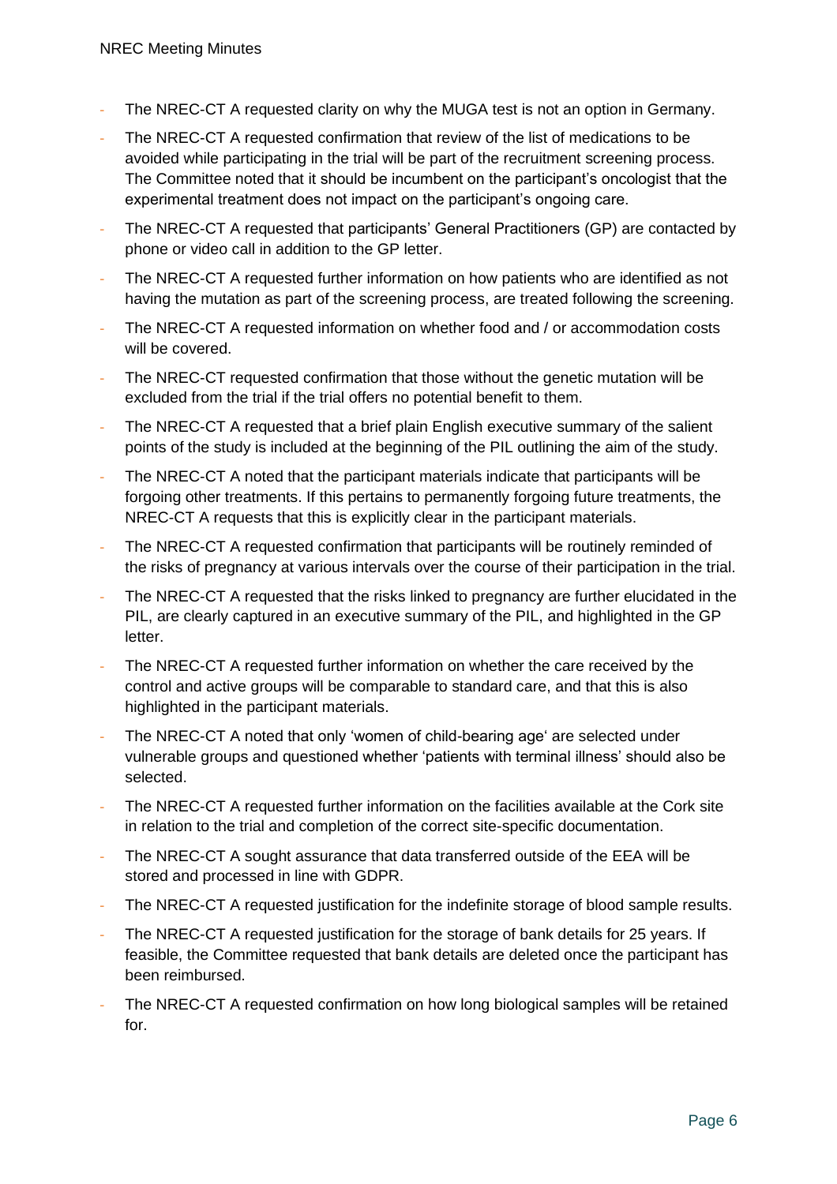- The NREC-CT A requested clarity on why the MUGA test is not an option in Germany.
- The NREC-CT A requested confirmation that review of the list of medications to be avoided while participating in the trial will be part of the recruitment screening process. The Committee noted that it should be incumbent on the participant's oncologist that the experimental treatment does not impact on the participant's ongoing care.
- The NREC-CT A requested that participants' General Practitioners (GP) are contacted by phone or video call in addition to the GP letter.
- The NREC-CT A requested further information on how patients who are identified as not having the mutation as part of the screening process, are treated following the screening.
- The NREC-CT A requested information on whether food and / or accommodation costs will be covered.
- The NREC-CT requested confirmation that those without the genetic mutation will be excluded from the trial if the trial offers no potential benefit to them.
- The NREC-CT A requested that a brief plain English executive summary of the salient points of the study is included at the beginning of the PIL outlining the aim of the study.
- The NREC-CT A noted that the participant materials indicate that participants will be forgoing other treatments. If this pertains to permanently forgoing future treatments, the NREC-CT A requests that this is explicitly clear in the participant materials.
- The NREC-CT A requested confirmation that participants will be routinely reminded of the risks of pregnancy at various intervals over the course of their participation in the trial.
- The NREC-CT A requested that the risks linked to pregnancy are further elucidated in the PIL, are clearly captured in an executive summary of the PIL, and highlighted in the GP letter.
- The NREC-CT A requested further information on whether the care received by the control and active groups will be comparable to standard care, and that this is also highlighted in the participant materials.
- The NREC-CT A noted that only 'women of child-bearing age' are selected under vulnerable groups and questioned whether 'patients with terminal illness' should also be selected.
- The NREC-CT A requested further information on the facilities available at the Cork site in relation to the trial and completion of the correct site-specific documentation.
- The NREC-CT A sought assurance that data transferred outside of the EEA will be stored and processed in line with GDPR.
- The NREC-CT A requested justification for the indefinite storage of blood sample results.
- The NREC-CT A requested justification for the storage of bank details for 25 years. If feasible, the Committee requested that bank details are deleted once the participant has been reimbursed.
- The NREC-CT A requested confirmation on how long biological samples will be retained for.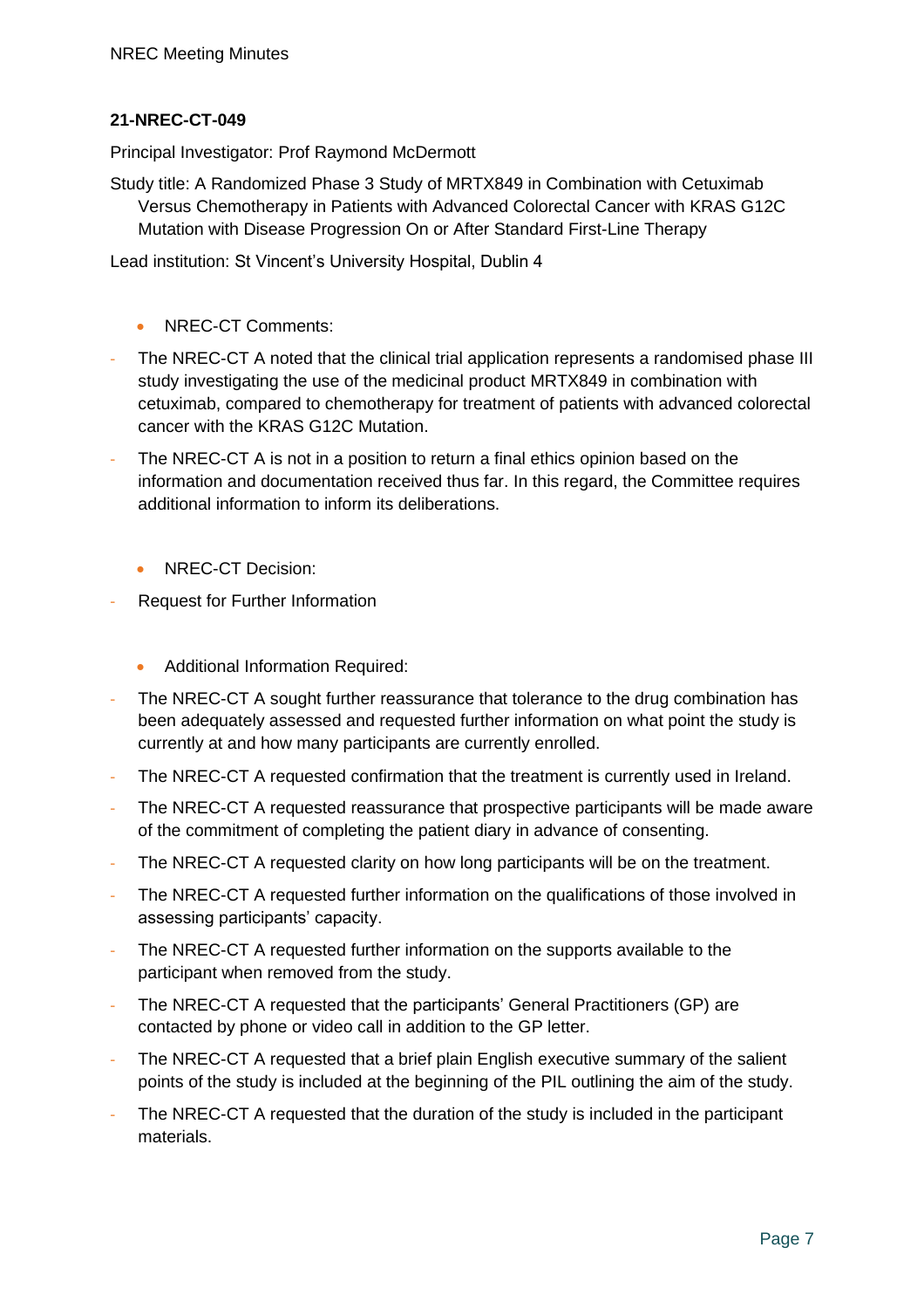**21-NREC-CT-049**

Principal Investigator: Prof Raymond McDermott

Study title: A Randomized Phase 3 Study of MRTX849 in Combination with Cetuximab Versus Chemotherapy in Patients with Advanced Colorectal Cancer with KRAS G12C Mutation with Disease Progression On or After Standard First-Line Therapy

Lead institution: St Vincent's University Hospital, Dublin 4

- NREC-CT Comments:

- The NREC-CT A noted that the clinical trial application represents a randomised phase III study investigating the use of the medicinal product MRTX849 in combination with cetuximab, compared to chemotherapy for treatment of patients with advanced colorectal cancer with the KRAS G12C Mutation.
- The NREC-CT A is not in a position to return a final ethics opinion based on the information and documentation received thus far. In this regard, the Committee requires additional information to inform its deliberations.

- NREC-CT Decision:

- Request for Further Information

- Additional Information Required:

- The NREC-CT A sought further reassurance that tolerance to the drug combination has been adequately assessed and requested further information on what point the study is currently at and how many participants are currently enrolled.
- The NREC-CT A requested confirmation that the treatment is currently used in Ireland.
- The NREC-CT A requested reassurance that prospective participants will be made aware of the commitment of completing the patient diary in advance of consenting.
- The NREC-CT A requested clarity on how long participants will be on the treatment.
- The NREC-CT A requested further information on the qualifications of those involved in assessing participants' capacity.
- The NREC-CT A requested further information on the supports available to the participant when removed from the study.
- The NREC-CT A requested that the participants' General Practitioners (GP) are contacted by phone or video call in addition to the GP letter.
- The NREC-CT A requested that a brief plain English executive summary of the salient points of the study is included at the beginning of the PIL outlining the aim of the study.
- The NREC-CT A requested that the duration of the study is included in the participant materials.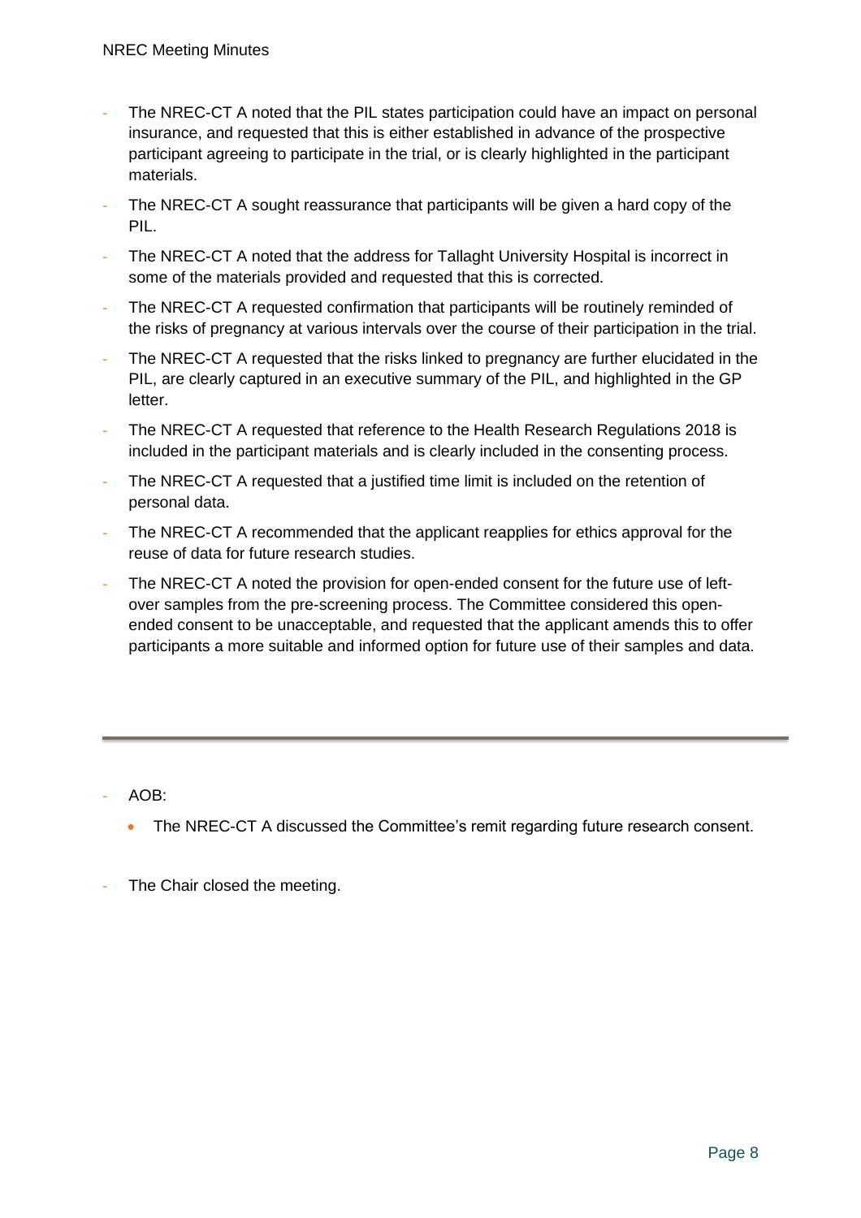- The NREC-CT A noted that the PIL states participation could have an impact on personal insurance, and requested that this is either established in advance of the prospective participant agreeing to participate in the trial, or is clearly highlighted in the participant materials.
- The NREC-CT A sought reassurance that participants will be given a hard copy of the PIL.
- The NREC-CT A noted that the address for Tallaght University Hospital is incorrect in some of the materials provided and requested that this is corrected.
- The NREC-CT A requested confirmation that participants will be routinely reminded of the risks of pregnancy at various intervals over the course of their participation in the trial.
- The NREC-CT A requested that the risks linked to pregnancy are further elucidated in the PIL, are clearly captured in an executive summary of the PIL, and highlighted in the GP letter.
- The NREC-CT A requested that reference to the Health Research Regulations 2018 is included in the participant materials and is clearly included in the consenting process.
- The NREC-CT A requested that a justified time limit is included on the retention of personal data.
- The NREC-CT A recommended that the applicant reapplies for ethics approval for the reuse of data for future research studies.
- The NREC-CT A noted the provision for open-ended consent for the future use of left-over samples from the pre-screening process. The Committee considered this open-ended consent to be unacceptable, and requested that the applicant amends this to offer participants a more suitable and informed option for future use of their samples and data.

---

- AOB:
  - The NREC-CT A discussed the Committee's remit regarding future research consent.
- The Chair closed the meeting.